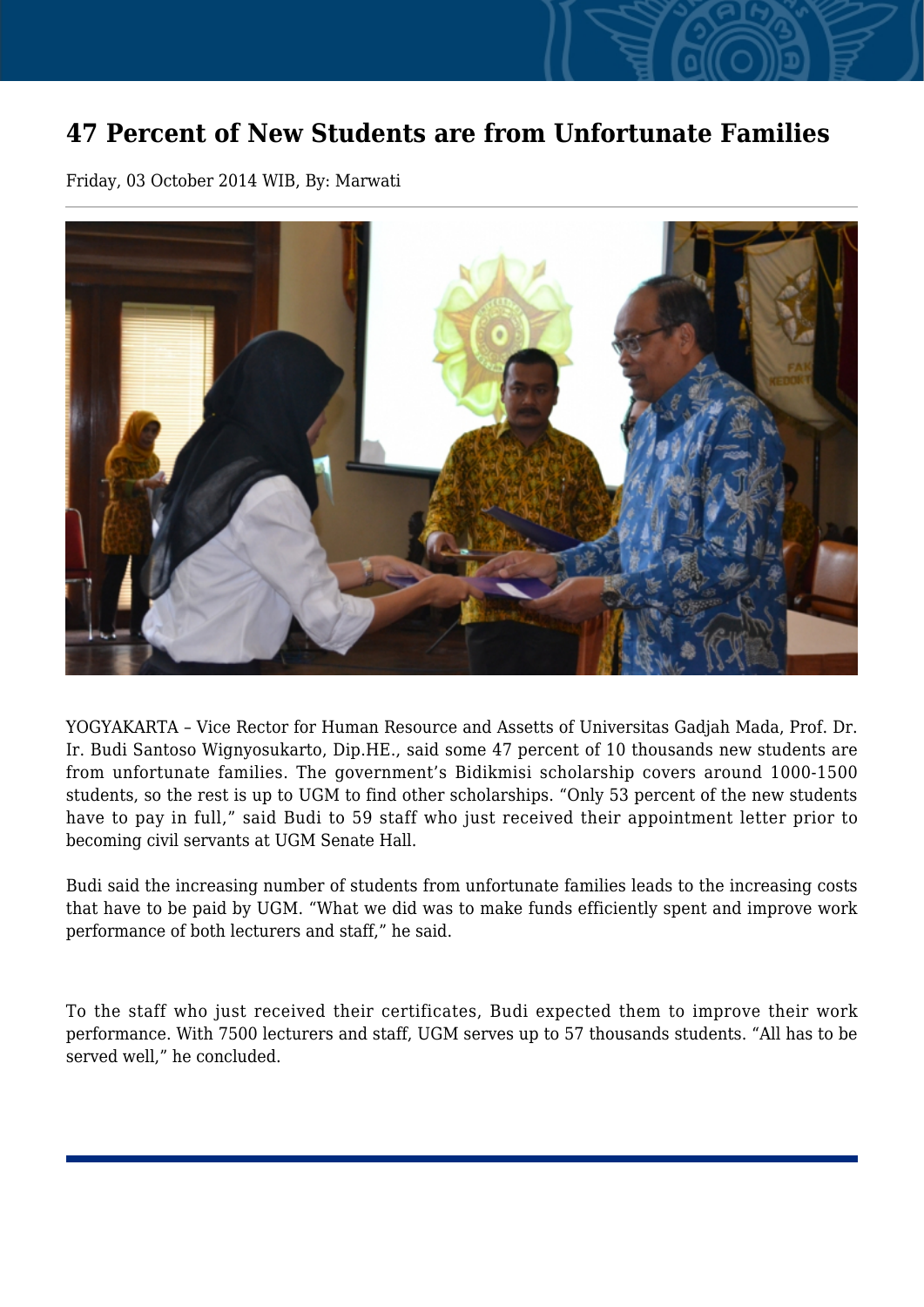# 47 Percent of New Students are from Unfortunate Families

Friday, 03 October 2014 WIB, By: Marwati

---

YOGYAKARTA – Vice Rector for Human Resource and Assetts of Universitas Gadjah Mada, Prof. Dr. Ir. Budi Santoso Wignyosukarto, Dip.HE., said some 47 percent of 10 thousands new students are from unfortunate families. The government's Bidikmisi scholarship covers around 1000-1500 students, so the rest is up to UGM to find other scholarships. "Only 53 percent of the new students have to pay in full," said Budi to 59 staff who just received their appointment letter prior to becoming civil servants at UGM Senate Hall.

Budi said the increasing number of students from unfortunate families leads to the increasing costs that have to be paid by UGM. "What we did was to make funds efficiently spent and improve work performance of both lecturers and staff," he said.

To the staff who just received their certificates, Budi expected them to improve their work performance. With 7500 lecturers and staff, UGM serves up to 57 thousands students. "All has to be served well," he concluded.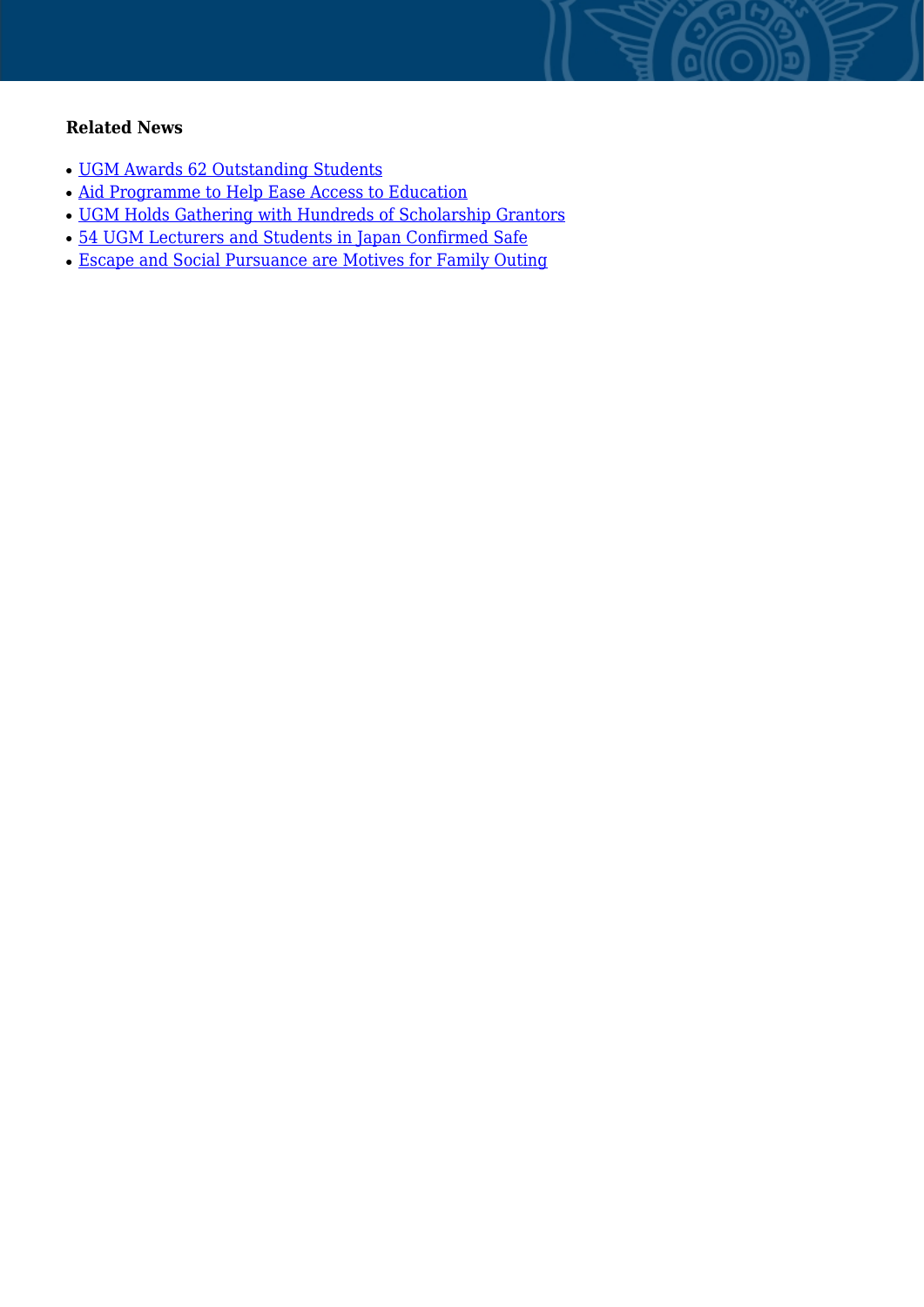**Related News**

- UGM Awards 62 Outstanding Students
- Aid Programme to Help Ease Access to Education
- UGM Holds Gathering with Hundreds of Scholarship Grantors
- 54 UGM Lecturers and Students in Japan Confirmed Safe
- Escape and Social Pursuance are Motives for Family Outing